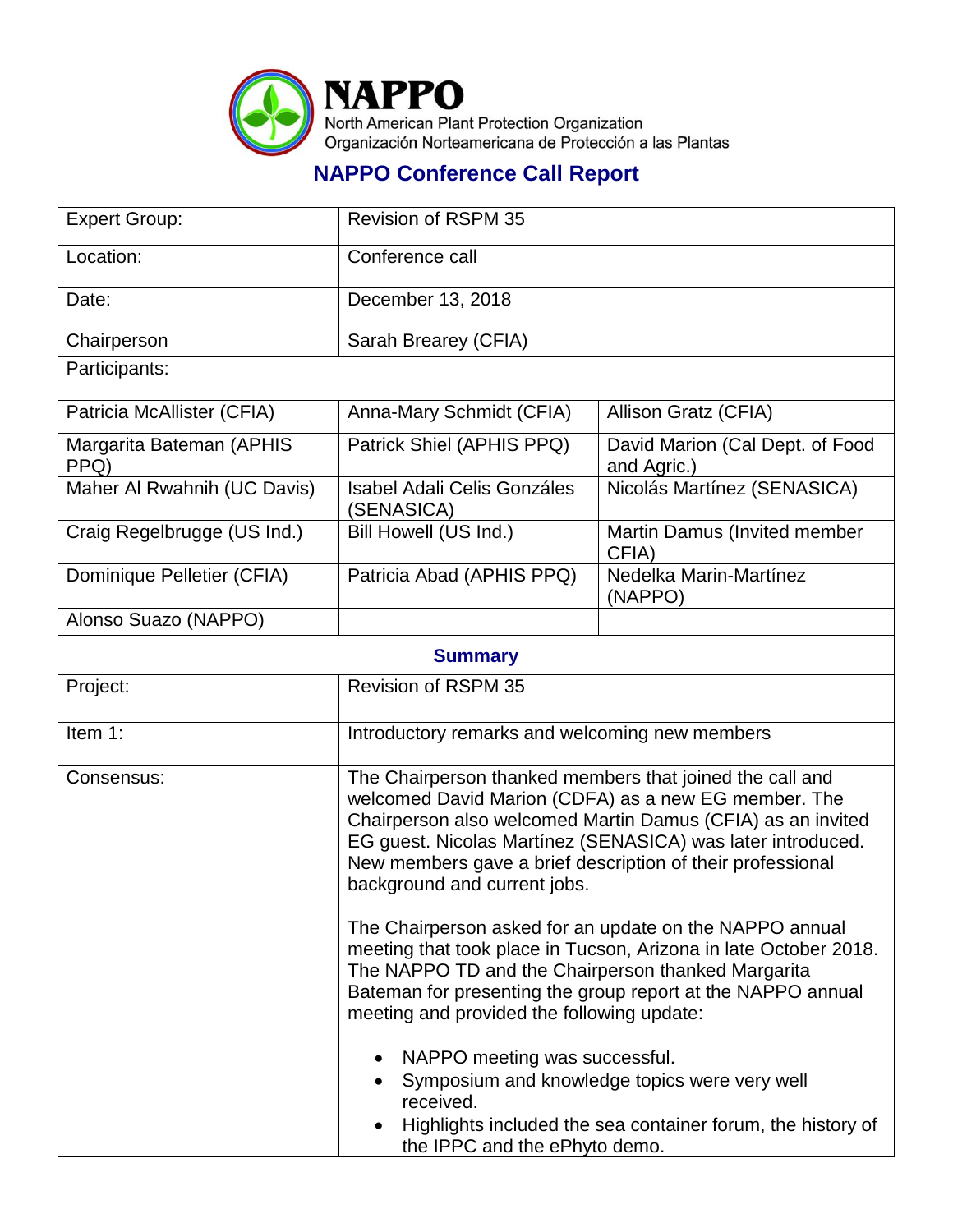# NAPPO

North American Plant Protection Organization
Organización Norteamericana de Protección a las Plantas

## NAPPO Conference Call Report

| Expert Group: | Revision of RSPM 35 | |
|---|---|---|
| Location: | Conference call | |
| Date: | December 13, 2018 | |
| Chairperson | Sarah Brearey (CFIA) | |
| Participants: | | |
| Patricia McAllister (CFIA) | Anna-Mary Schmidt (CFIA) | Allison Gratz (CFIA) |
| Margarita Bateman (APHIS PPQ) | Patrick Shiel (APHIS PPQ) | David Marion (Cal Dept. of Food and Agric.) |
| Maher Al Rwahnih (UC Davis) | Isabel Adali Celis Gonzáles (SENASICA) | Nicolás Martínez (SENASICA) |
| Craig Regelbrugge (US Ind.) | Bill Howell (US Ind.) | Martin Damus (Invited member CFIA) |
| Dominique Pelletier (CFIA) | Patricia Abad (APHIS PPQ) | Nedelka Marin-Martínez (NAPPO) |
| Alonso Suazo (NAPPO) | | |

### Summary

| | |
|---|---|
| Project: | Revision of RSPM 35 |
| Item 1: | Introductory remarks and welcoming new members |
| Consensus: | The Chairperson thanked members that joined the call and welcomed David Marion (CDFA) as a new EG member. The Chairperson also welcomed Martin Damus (CFIA) as an invited EG guest. Nicolas Martínez (SENASICA) was later introduced. New members gave a brief description of their professional background and current jobs.<br><br>The Chairperson asked for an update on the NAPPO annual meeting that took place in Tucson, Arizona in late October 2018. The NAPPO TD and the Chairperson thanked Margarita Bateman for presenting the group report at the NAPPO annual meeting and provided the following update:<br><br>• NAPPO meeting was successful.<br>• Symposium and knowledge topics were very well received.<br>• Highlights included the sea container forum, the history of the IPPC and the ePhyto demo. |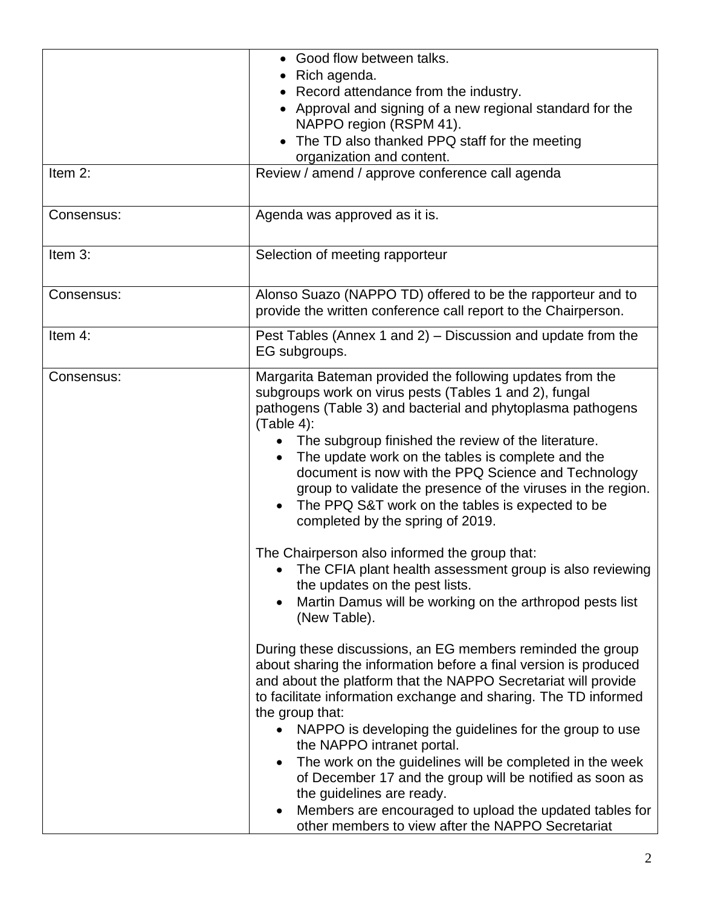| | |
|---|---|
| | • Good flow between talks.<br>• Rich agenda.<br>• Record attendance from the industry.<br>• Approval and signing of a new regional standard for the NAPPO region (RSPM 41).<br>• The TD also thanked PPQ staff for the meeting organization and content. |
| Item 2: | Review / amend / approve conference call agenda |
| Consensus: | Agenda was approved as it is. |
| Item 3: | Selection of meeting rapporteur |
| Consensus: | Alonso Suazo (NAPPO TD) offered to be the rapporteur and to provide the written conference call report to the Chairperson. |
| Item 4: | Pest Tables (Annex 1 and 2) – Discussion and update from the EG subgroups. |
| Consensus: | Margarita Bateman provided the following updates from the subgroups work on virus pests (Tables 1 and 2), fungal pathogens (Table 3) and bacterial and phytoplasma pathogens (Table 4):<br>• The subgroup finished the review of the literature.<br>• The update work on the tables is complete and the document is now with the PPQ Science and Technology group to validate the presence of the viruses in the region.<br>• The PPQ S&T work on the tables is expected to be completed by the spring of 2019.<br><br>The Chairperson also informed the group that:<br>• The CFIA plant health assessment group is also reviewing the updates on the pest lists.<br>• Martin Damus will be working on the arthropod pests list (New Table).<br><br>During these discussions, an EG members reminded the group about sharing the information before a final version is produced and about the platform that the NAPPO Secretariat will provide to facilitate information exchange and sharing. The TD informed the group that:<br>• NAPPO is developing the guidelines for the group to use the NAPPO intranet portal.<br>• The work on the guidelines will be completed in the week of December 17 and the group will be notified as soon as the guidelines are ready.<br>• Members are encouraged to upload the updated tables for other members to view after the NAPPO Secretariat |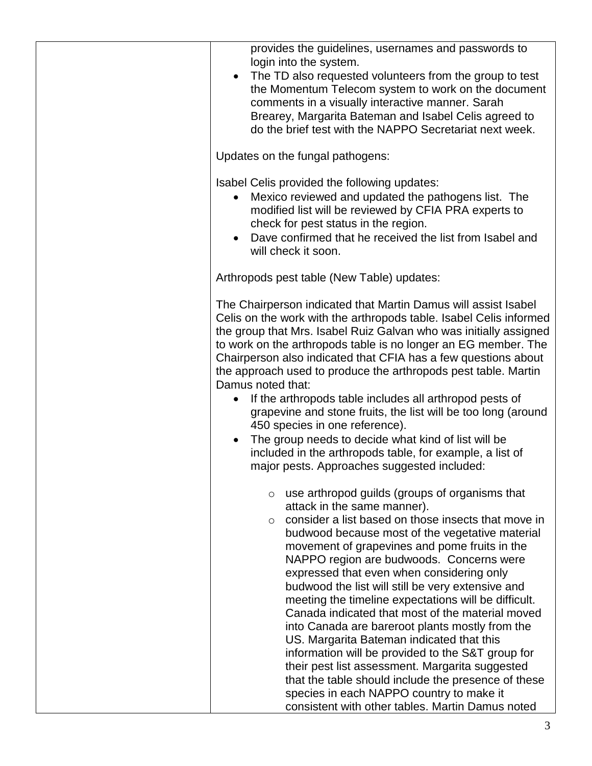| | |
|---|---|
| | provides the guidelines, usernames and passwords to login into the system.<br>• The TD also requested volunteers from the group to test the Momentum Telecom system to work on the document comments in a visually interactive manner. Sarah Brearey, Margarita Bateman and Isabel Celis agreed to do the brief test with the NAPPO Secretariat next week.<br><br>Updates on the fungal pathogens:<br><br>Isabel Celis provided the following updates:<br>• Mexico reviewed and updated the pathogens list. The modified list will be reviewed by CFIA PRA experts to check for pest status in the region.<br>• Dave confirmed that he received the list from Isabel and will check it soon.<br><br>Arthropods pest table (New Table) updates:<br><br>The Chairperson indicated that Martin Damus will assist Isabel Celis on the work with the arthropods table. Isabel Celis informed the group that Mrs. Isabel Ruiz Galvan who was initially assigned to work on the arthropods table is no longer an EG member. The Chairperson also indicated that CFIA has a few questions about the approach used to produce the arthropods pest table. Martin Damus noted that:<br>• If the arthropods table includes all arthropod pests of grapevine and stone fruits, the list will be too long (around 450 species in one reference).<br>• The group needs to decide what kind of list will be included in the arthropods table, for example, a list of major pests. Approaches suggested included:<br>  ○ use arthropod guilds (groups of organisms that attack in the same manner).<br>  ○ consider a list based on those insects that move in budwood because most of the vegetative material movement of grapevines and pome fruits in the NAPPO region are budwoods. Concerns were expressed that even when considering only budwood the list will still be very extensive and meeting the timeline expectations will be difficult. Canada indicated that most of the material moved into Canada are bareroot plants mostly from the US. Margarita Bateman indicated that this information will be provided to the S&T group for their pest list assessment. Margarita suggested that the table should include the presence of these species in each NAPPO country to make it consistent with other tables. Martin Damus noted |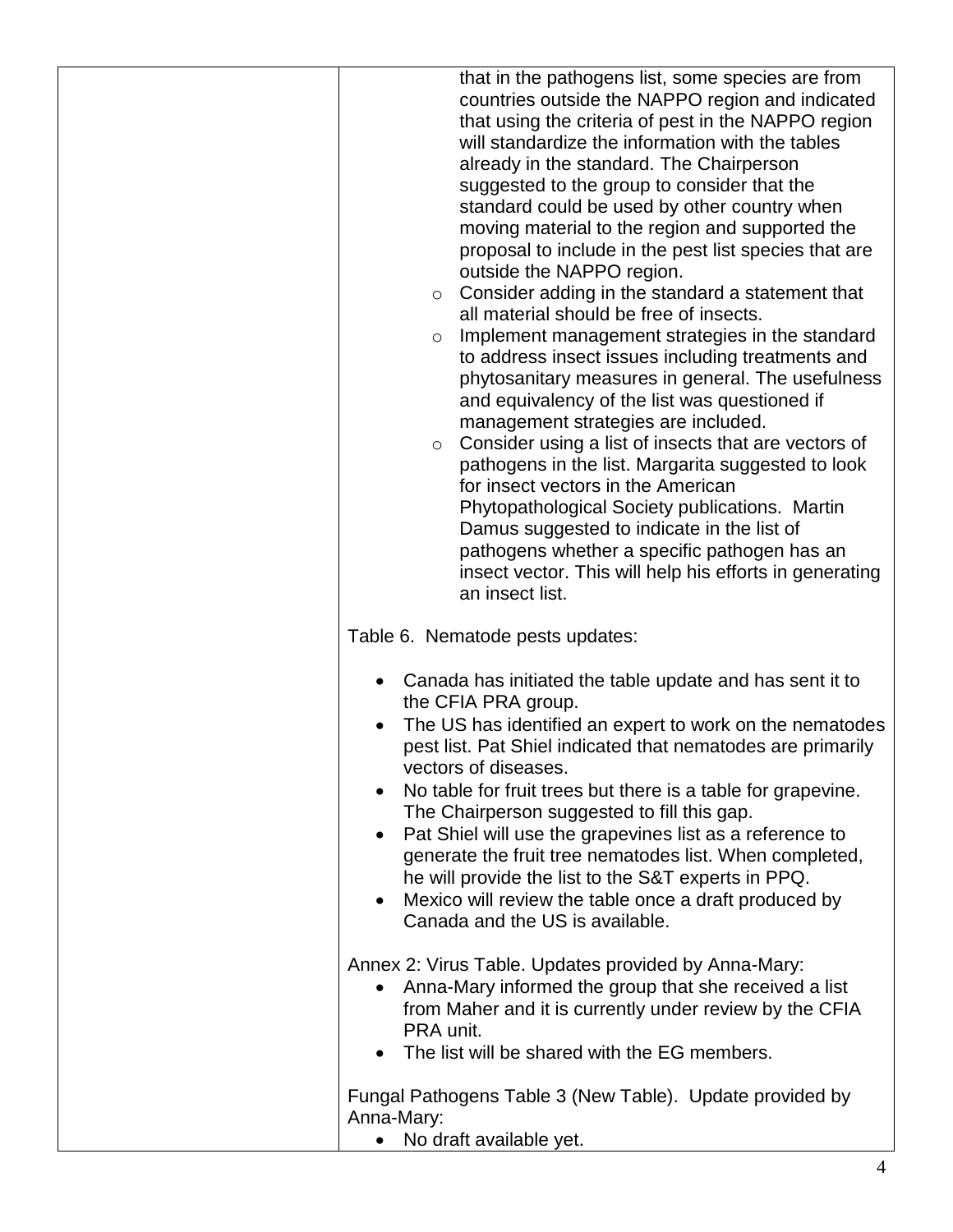| | that in the pathogens list, some species are from countries outside the NAPPO region and indicated that using the criteria of pest in the NAPPO region will standardize the information with the tables already in the standard. The Chairperson suggested to the group to consider that the standard could be used by other country when moving material to the region and supported the proposal to include in the pest list species that are outside the NAPPO region.<br>◦ Consider adding in the standard a statement that all material should be free of insects.<br>◦ Implement management strategies in the standard to address insect issues including treatments and phytosanitary measures in general. The usefulness and equivalency of the list was questioned if management strategies are included.<br>◦ Consider using a list of insects that are vectors of pathogens in the list. Margarita suggested to look for insect vectors in the American Phytopathological Society publications. Martin Damus suggested to indicate in the list of pathogens whether a specific pathogen has an insect vector. This will help his efforts in generating an insect list.<br><br>Table 6. Nematode pests updates:<br><br>• Canada has initiated the table update and has sent it to the CFIA PRA group.<br>• The US has identified an expert to work on the nematodes pest list. Pat Shiel indicated that nematodes are primarily vectors of diseases.<br>• No table for fruit trees but there is a table for grapevine. The Chairperson suggested to fill this gap.<br>• Pat Shiel will use the grapevines list as a reference to generate the fruit tree nematodes list. When completed, he will provide the list to the S&T experts in PPQ.<br>• Mexico will review the table once a draft produced by Canada and the US is available.<br><br>Annex 2: Virus Table. Updates provided by Anna-Mary:<br>• Anna-Mary informed the group that she received a list from Maher and it is currently under review by the CFIA PRA unit.<br>• The list will be shared with the EG members.<br><br>Fungal Pathogens Table 3 (New Table). Update provided by Anna-Mary:<br>• No draft available yet. |
|---|---|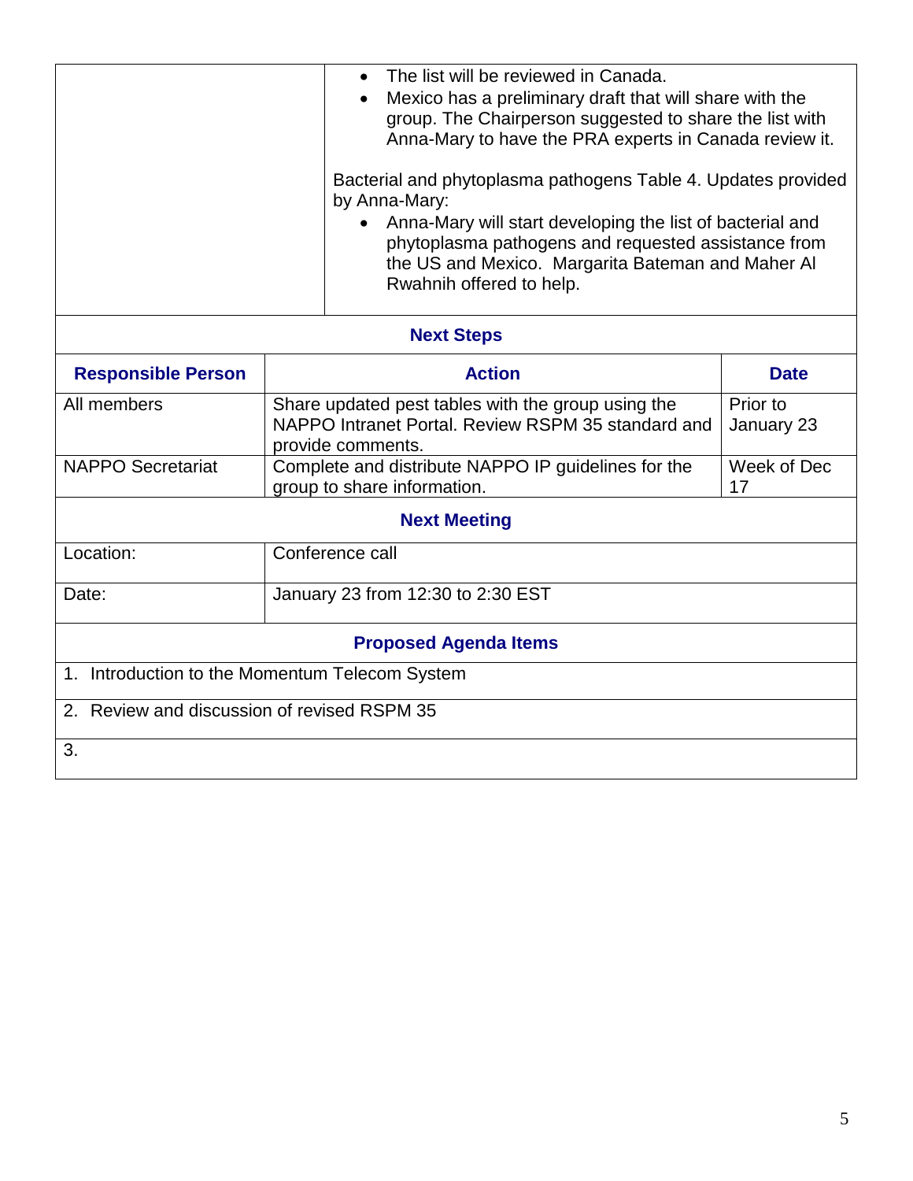| | |
|---|---|
| | • The list will be reviewed in Canada.<br>• Mexico has a preliminary draft that will share with the group. The Chairperson suggested to share the list with Anna-Mary to have the PRA experts in Canada review it.<br><br>Bacterial and phytoplasma pathogens Table 4. Updates provided by Anna-Mary:<br>• Anna-Mary will start developing the list of bacterial and phytoplasma pathogens and requested assistance from the US and Mexico. Margarita Bateman and Maher Al Rwahnih offered to help. |

**Next Steps**

| **Responsible Person** | **Action** | **Date** |
|---|---|---|
| All members | Share updated pest tables with the group using the NAPPO Intranet Portal. Review RSPM 35 standard and provide comments. | Prior to January 23 |
| NAPPO Secretariat | Complete and distribute NAPPO IP guidelines for the group to share information. | Week of Dec 17 |

**Next Meeting**

| | |
|---|---|
| Location: | Conference call |
| Date: | January 23 from 12:30 to 2:30 EST |

**Proposed Agenda Items**

1. Introduction to the Momentum Telecom System
2. Review and discussion of revised RSPM 35
3.